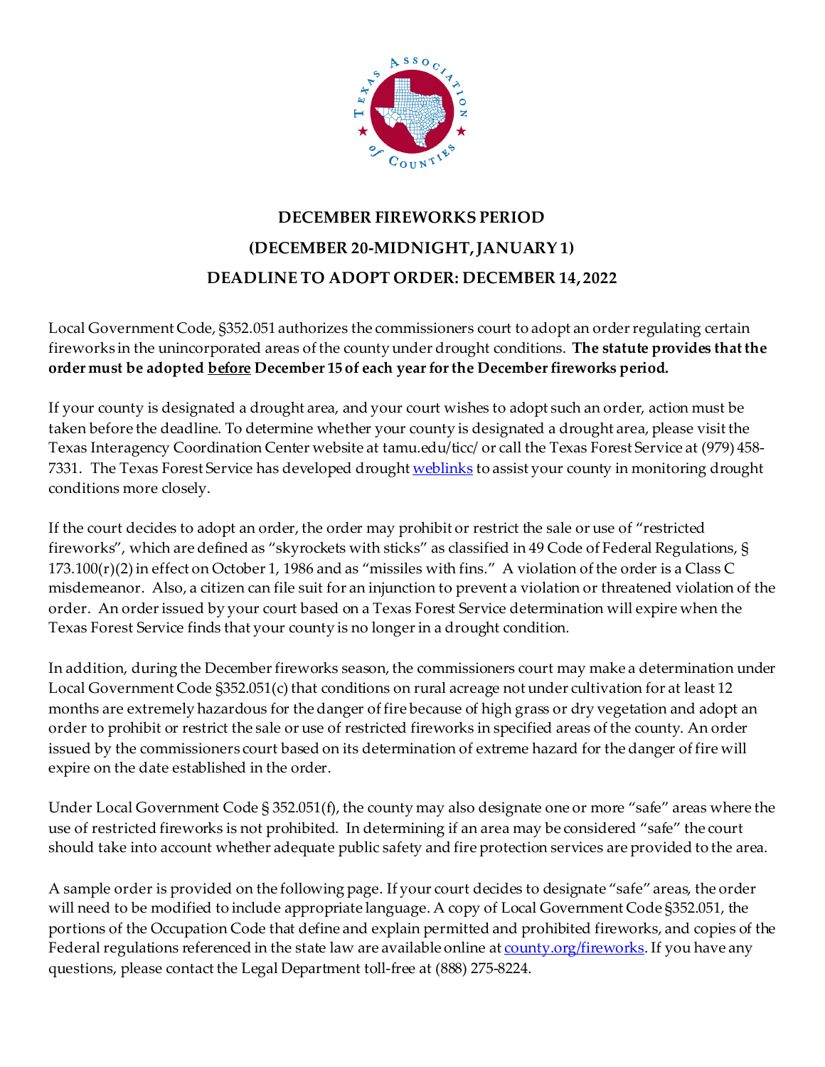# DECEMBER FIREWORKS PERIOD

# (DECEMBER 20-MIDNIGHT, JANUARY 1)

# DEADLINE TO ADOPT ORDER: DECEMBER 14, 2022

Local Government Code, §352.051 authorizes the commissioners court to adopt an order regulating certain fireworks in the unincorporated areas of the county under drought conditions. **The statute provides that the order must be adopted before December 15 of each year for the December fireworks period.**

If your county is designated a drought area, and your court wishes to adopt such an order, action must be taken before the deadline. To determine whether your county is designated a drought area, please visit the Texas Interagency Coordination Center website at tamu.edu/ticc/ or call the Texas Forest Service at (979) 458-7331. The Texas Forest Service has developed drought weblinks to assist your county in monitoring drought conditions more closely.

If the court decides to adopt an order, the order may prohibit or restrict the sale or use of "restricted fireworks", which are defined as "skyrockets with sticks" as classified in 49 Code of Federal Regulations, § 173.100(r)(2) in effect on October 1, 1986 and as "missiles with fins." A violation of the order is a Class C misdemeanor. Also, a citizen can file suit for an injunction to prevent a violation or threatened violation of the order. An order issued by your court based on a Texas Forest Service determination will expire when the Texas Forest Service finds that your county is no longer in a drought condition.

In addition, during the December fireworks season, the commissioners court may make a determination under Local Government Code §352.051(c) that conditions on rural acreage not under cultivation for at least 12 months are extremely hazardous for the danger of fire because of high grass or dry vegetation and adopt an order to prohibit or restrict the sale or use of restricted fireworks in specified areas of the county. An order issued by the commissioners court based on its determination of extreme hazard for the danger of fire will expire on the date established in the order.

Under Local Government Code § 352.051(f), the county may also designate one or more "safe" areas where the use of restricted fireworks is not prohibited. In determining if an area may be considered "safe" the court should take into account whether adequate public safety and fire protection services are provided to the area.

A sample order is provided on the following page. If your court decides to designate "safe" areas, the order will need to be modified to include appropriate language. A copy of Local Government Code §352.051, the portions of the Occupation Code that define and explain permitted and prohibited fireworks, and copies of the Federal regulations referenced in the state law are available online at county.org/fireworks. If you have any questions, please contact the Legal Department toll-free at (888) 275-8224.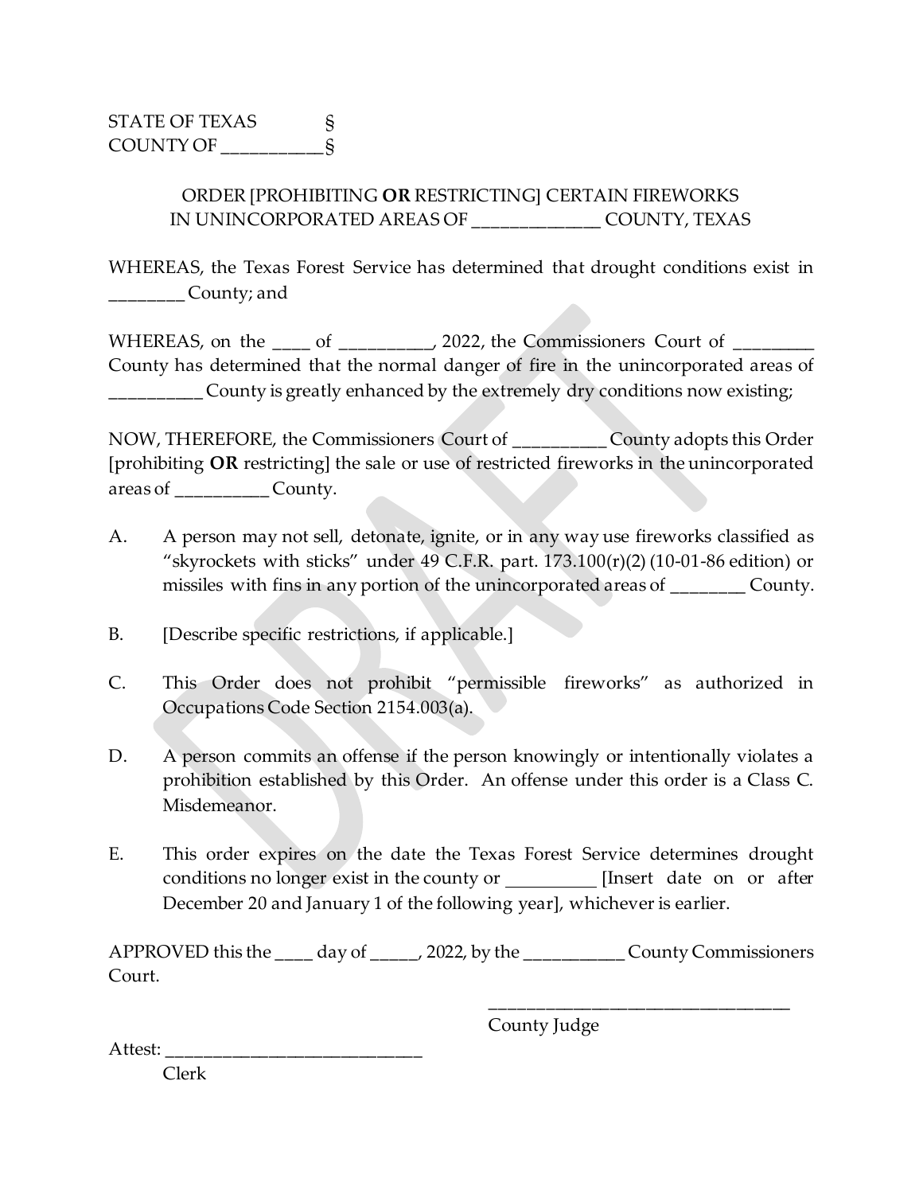STATE OF TEXAS §
COUNTY OF ___________§

ORDER [PROHIBITING **OR** RESTRICTING] CERTAIN FIREWORKS
IN UNINCORPORATED AREAS OF ______________ COUNTY, TEXAS

WHEREAS, the Texas Forest Service has determined that drought conditions exist in ________ County; and

WHEREAS, on the ____ of __________, 2022, the Commissioners Court of _________ County has determined that the normal danger of fire in the unincorporated areas of __________ County is greatly enhanced by the extremely dry conditions now existing;

NOW, THEREFORE, the Commissioners Court of __________ County adopts this Order [prohibiting **OR** restricting] the sale or use of restricted fireworks in the unincorporated areas of __________ County.

A. A person may not sell, detonate, ignite, or in any way use fireworks classified as "skyrockets with sticks" under 49 C.F.R. part. 173.100(r)(2) (10-01-86 edition) or missiles with fins in any portion of the unincorporated areas of ________ County.

B. [Describe specific restrictions, if applicable.]

C. This Order does not prohibit "permissible fireworks" as authorized in Occupations Code Section 2154.003(a).

D. A person commits an offense if the person knowingly or intentionally violates a prohibition established by this Order. An offense under this order is a Class C. Misdemeanor.

E. This order expires on the date the Texas Forest Service determines drought conditions no longer exist in the county or __________ [Insert date on or after December 20 and January 1 of the following year], whichever is earlier.

APPROVED this the ____ day of _____, 2022, by the ___________ County Commissioners Court.

__________________________________
County Judge

Attest: ____________________________
Clerk